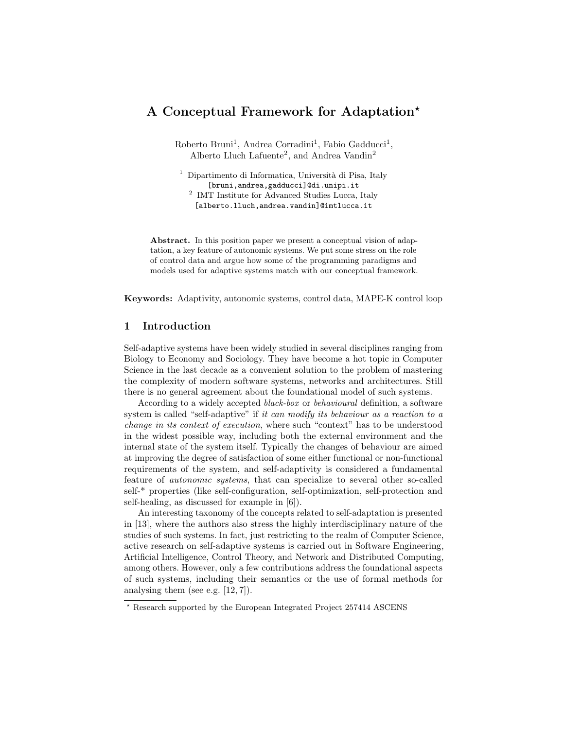# A Conceptual Framework for Adaptation*

Roberto Bruni[1], Andrea Corradini[1], Fabio Gadducci[1], Alberto Lluch Lafuente[2], and Andrea Vandin[2]

[1] Dipartimento di Informatica, Università di Pisa, Italy
[bruni,andrea,gadducci]@di.unipi.it
[2] IMT Institute for Advanced Studies Lucca, Italy
[alberto.lluch,andrea.vandin]@imtlucca.it

**Abstract.** In this position paper we present a conceptual vision of adaptation, a key feature of autonomic systems. We put some stress on the role of control data and argue how some of the programming paradigms and models used for adaptive systems match with our conceptual framework.

**Keywords:** Adaptivity, autonomic systems, control data, MAPE-K control loop

## 1 Introduction

Self-adaptive systems have been widely studied in several disciplines ranging from Biology to Economy and Sociology. They have become a hot topic in Computer Science in the last decade as a convenient solution to the problem of mastering the complexity of modern software systems, networks and architectures. Still there is no general agreement about the foundational model of such systems.

According to a widely accepted *black-box* or *behavioural* definition, a software system is called "self-adaptive" if *it can modify its behaviour as a reaction to a change in its context of execution*, where such "context" has to be understood in the widest possible way, including both the external environment and the internal state of the system itself. Typically the changes of behaviour are aimed at improving the degree of satisfaction of some either functional or non-functional requirements of the system, and self-adaptivity is considered a fundamental feature of *autonomic systems*, that can specialize to several other so-called self-* properties (like self-configuration, self-optimization, self-protection and self-healing, as discussed for example in [6]).

An interesting taxonomy of the concepts related to self-adaptation is presented in [13], where the authors also stress the highly interdisciplinary nature of the studies of such systems. In fact, just restricting to the realm of Computer Science, active research on self-adaptive systems is carried out in Software Engineering, Artificial Intelligence, Control Theory, and Network and Distributed Computing, among others. However, only a few contributions address the foundational aspects of such systems, including their semantics or the use of formal methods for analysing them (see e.g. [12, 7]).

* Research supported by the European Integrated Project 257414 ASCENS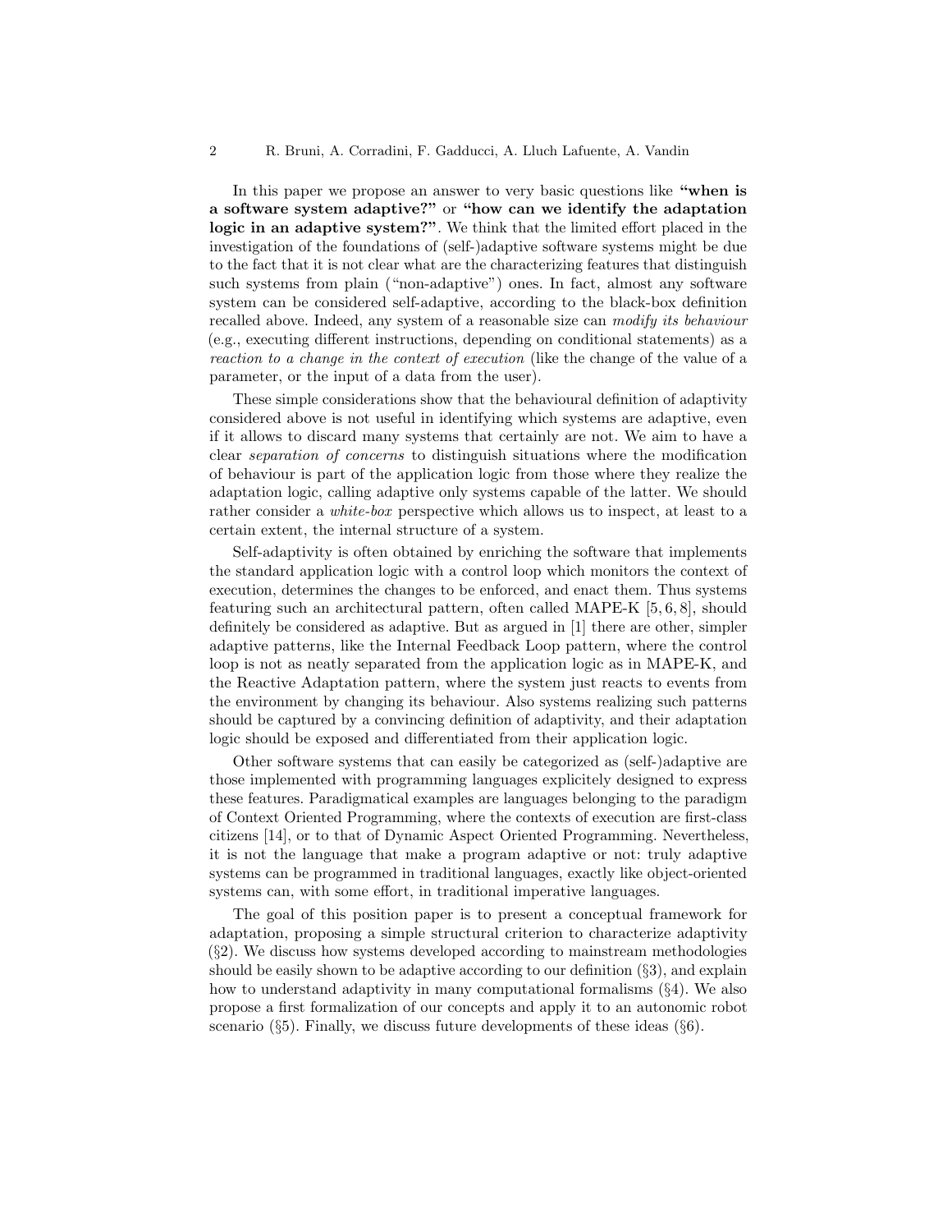In this paper we propose an answer to very basic questions like **"when is a software system adaptive?"** or **"how can we identify the adaptation logic in an adaptive system?"**. We think that the limited effort placed in the investigation of the foundations of (self-)adaptive software systems might be due to the fact that it is not clear what are the characterizing features that distinguish such systems from plain ("non-adaptive") ones. In fact, almost any software system can be considered self-adaptive, according to the black-box definition recalled above. Indeed, any system of a reasonable size can *modify its behaviour* (e.g., executing different instructions, depending on conditional statements) as a *reaction to a change in the context of execution* (like the change of the value of a parameter, or the input of a data from the user).

These simple considerations show that the behavioural definition of adaptivity considered above is not useful in identifying which systems are adaptive, even if it allows to discard many systems that certainly are not. We aim to have a clear *separation of concerns* to distinguish situations where the modification of behaviour is part of the application logic from those where they realize the adaptation logic, calling adaptive only systems capable of the latter. We should rather consider a *white-box* perspective which allows us to inspect, at least to a certain extent, the internal structure of a system.

Self-adaptivity is often obtained by enriching the software that implements the standard application logic with a control loop which monitors the context of execution, determines the changes to be enforced, and enact them. Thus systems featuring such an architectural pattern, often called MAPE-K [5, 6, 8], should definitely be considered as adaptive. But as argued in [1] there are other, simpler adaptive patterns, like the Internal Feedback Loop pattern, where the control loop is not as neatly separated from the application logic as in MAPE-K, and the Reactive Adaptation pattern, where the system just reacts to events from the environment by changing its behaviour. Also systems realizing such patterns should be captured by a convincing definition of adaptivity, and their adaptation logic should be exposed and differentiated from their application logic.

Other software systems that can easily be categorized as (self-)adaptive are those implemented with programming languages explicitely designed to express these features. Paradigmatical examples are languages belonging to the paradigm of Context Oriented Programming, where the contexts of execution are first-class citizens [14], or to that of Dynamic Aspect Oriented Programming. Nevertheless, it is not the language that make a program adaptive or not: truly adaptive systems can be programmed in traditional languages, exactly like object-oriented systems can, with some effort, in traditional imperative languages.

The goal of this position paper is to present a conceptual framework for adaptation, proposing a simple structural criterion to characterize adaptivity (§2). We discuss how systems developed according to mainstream methodologies should be easily shown to be adaptive according to our definition (§3), and explain how to understand adaptivity in many computational formalisms (§4). We also propose a first formalization of our concepts and apply it to an autonomic robot scenario (§5). Finally, we discuss future developments of these ideas (§6).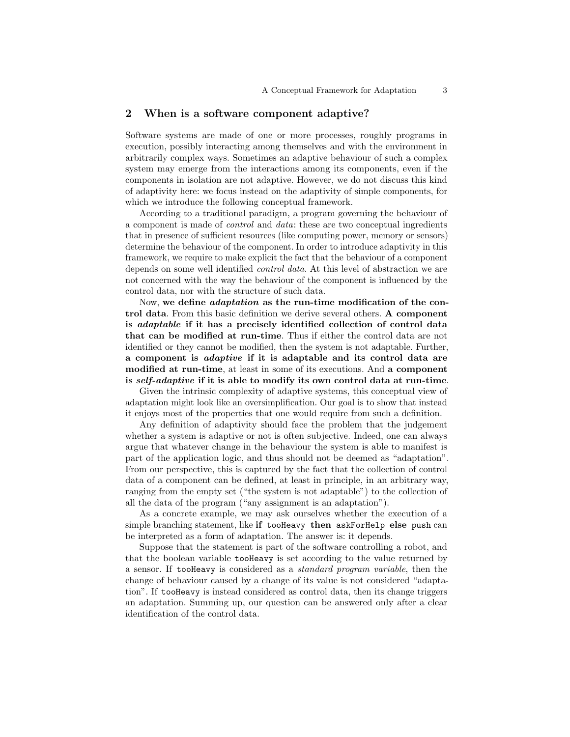## 2 When is a software component adaptive?

Software systems are made of one or more processes, roughly programs in execution, possibly interacting among themselves and with the environment in arbitrarily complex ways. Sometimes an adaptive behaviour of such a complex system may emerge from the interactions among its components, even if the components in isolation are not adaptive. However, we do not discuss this kind of adaptivity here: we focus instead on the adaptivity of simple components, for which we introduce the following conceptual framework.

According to a traditional paradigm, a program governing the behaviour of a component is made of *control* and *data*: these are two conceptual ingredients that in presence of sufficient resources (like computing power, memory or sensors) determine the behaviour of the component. In order to introduce adaptivity in this framework, we require to make explicit the fact that the behaviour of a component depends on some well identified *control data*. At this level of abstraction we are not concerned with the way the behaviour of the component is influenced by the control data, nor with the structure of such data.

Now, **we define *adaptation* as the run-time modification of the control data**. From this basic definition we derive several others. **A component is *adaptable* if it has a precisely identified collection of control data that can be modified at run-time**. Thus if either the control data are not identified or they cannot be modified, then the system is not adaptable. Further, **a component is *adaptive* if it is adaptable and its control data are modified at run-time**, at least in some of its executions. And **a component is *self-adaptive* if it is able to modify its own control data at run-time**.

Given the intrinsic complexity of adaptive systems, this conceptual view of adaptation might look like an oversimplification. Our goal is to show that instead it enjoys most of the properties that one would require from such a definition.

Any definition of adaptivity should face the problem that the judgement whether a system is adaptive or not is often subjective. Indeed, one can always argue that whatever change in the behaviour the system is able to manifest is part of the application logic, and thus should not be deemed as "adaptation". From our perspective, this is captured by the fact that the collection of control data of a component can be defined, at least in principle, in an arbitrary way, ranging from the empty set ("the system is not adaptable") to the collection of all the data of the program ("any assignment is an adaptation").

As a concrete example, we may ask ourselves whether the execution of a simple branching statement, like **if** `tooHeavy` **then** `askForHelp` **else** `push` can be interpreted as a form of adaptation. The answer is: it depends.

Suppose that the statement is part of the software controlling a robot, and that the boolean variable `tooHeavy` is set according to the value returned by a sensor. If `tooHeavy` is considered as a *standard program variable*, then the change of behaviour caused by a change of its value is not considered "adaptation". If `tooHeavy` is instead considered as control data, then its change triggers an adaptation. Summing up, our question can be answered only after a clear identification of the control data.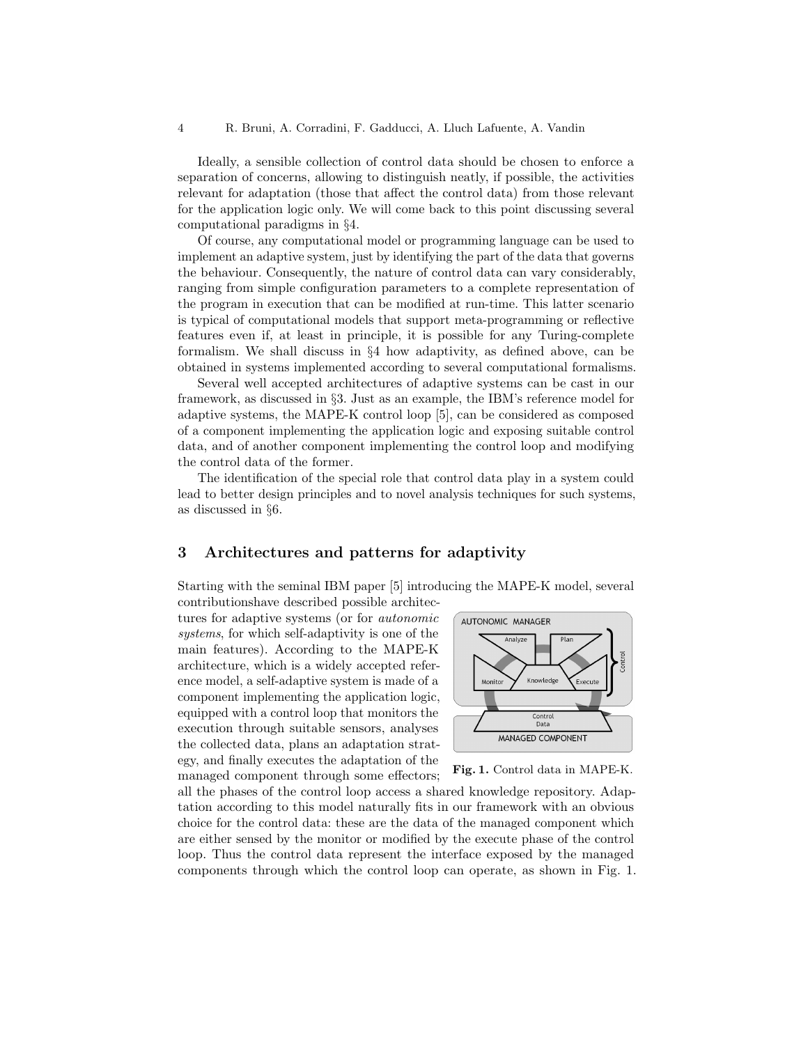Ideally, a sensible collection of control data should be chosen to enforce a separation of concerns, allowing to distinguish neatly, if possible, the activities relevant for adaptation (those that affect the control data) from those relevant for the application logic only. We will come back to this point discussing several computational paradigms in §4.

Of course, any computational model or programming language can be used to implement an adaptive system, just by identifying the part of the data that governs the behaviour. Consequently, the nature of control data can vary considerably, ranging from simple configuration parameters to a complete representation of the program in execution that can be modified at run-time. This latter scenario is typical of computational models that support meta-programming or reflective features even if, at least in principle, it is possible for any Turing-complete formalism. We shall discuss in §4 how adaptivity, as defined above, can be obtained in systems implemented according to several computational formalisms.

Several well accepted architectures of adaptive systems can be cast in our framework, as discussed in §3. Just as an example, the IBM's reference model for adaptive systems, the MAPE-K control loop [5], can be considered as composed of a component implementing the application logic and exposing suitable control data, and of another component implementing the control loop and modifying the control data of the former.

The identification of the special role that control data play in a system could lead to better design principles and to novel analysis techniques for such systems, as discussed in §6.

## 3 Architectures and patterns for adaptivity

Starting with the seminal IBM paper [5] introducing the MAPE-K model, several contributionshave described possible architectures for adaptive systems (or for *autonomic systems*, for which self-adaptivity is one of the main features). According to the MAPE-K architecture, which is a widely accepted reference model, a self-adaptive system is made of a component implementing the application logic, equipped with a control loop that monitors the execution through suitable sensors, analyses the collected data, plans an adaptation strategy, and finally executes the adaptation of the managed component through some effectors; all the phases of the control loop access a shared knowledge repository. Adaptation according to this model naturally fits in our framework with an obvious choice for the control data: these are the data of the managed component which are either sensed by the monitor or modified by the execute phase of the control loop. Thus the control data represent the interface exposed by the managed components through which the control loop can operate, as shown in Fig. 1.

**Fig. 1.** Control data in MAPE-K.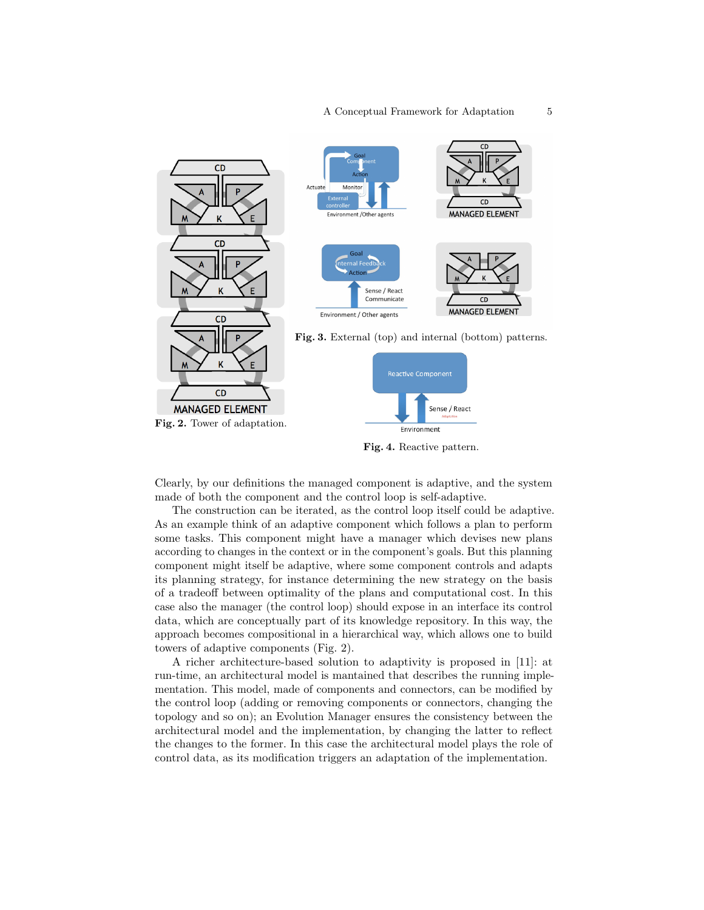Fig. 2. Tower of adaptation.

Fig. 3. External (top) and internal (bottom) patterns.

Fig. 4. Reactive pattern.

Clearly, by our definitions the managed component is adaptive, and the system made of both the component and the control loop is self-adaptive.

The construction can be iterated, as the control loop itself could be adaptive. As an example think of an adaptive component which follows a plan to perform some tasks. This component might have a manager which devises new plans according to changes in the context or in the component's goals. But this planning component might itself be adaptive, where some component controls and adapts its planning strategy, for instance determining the new strategy on the basis of a tradeoff between optimality of the plans and computational cost. In this case also the manager (the control loop) should expose in an interface its control data, which are conceptually part of its knowledge repository. In this way, the approach becomes compositional in a hierarchical way, which allows one to build towers of adaptive components (Fig. 2).

A richer architecture-based solution to adaptivity is proposed in [11]: at run-time, an architectural model is mantained that describes the running implementation. This model, made of components and connectors, can be modified by the control loop (adding or removing components or connectors, changing the topology and so on); an Evolution Manager ensures the consistency between the architectural model and the implementation, by changing the latter to reflect the changes to the former. In this case the architectural model plays the role of control data, as its modification triggers an adaptation of the implementation.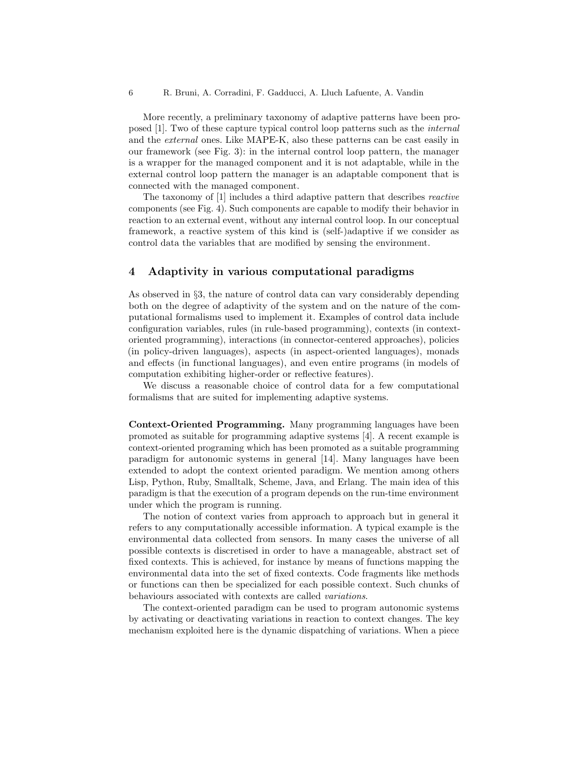More recently, a preliminary taxonomy of adaptive patterns have been proposed [1]. Two of these capture typical control loop patterns such as the *internal* and the *external* ones. Like MAPE-K, also these patterns can be cast easily in our framework (see Fig. 3): in the internal control loop pattern, the manager is a wrapper for the managed component and it is not adaptable, while in the external control loop pattern the manager is an adaptable component that is connected with the managed component.

The taxonomy of [1] includes a third adaptive pattern that describes *reactive* components (see Fig. 4). Such components are capable to modify their behavior in reaction to an external event, without any internal control loop. In our conceptual framework, a reactive system of this kind is (self-)adaptive if we consider as control data the variables that are modified by sensing the environment.

## 4 Adaptivity in various computational paradigms

As observed in §3, the nature of control data can vary considerably depending both on the degree of adaptivity of the system and on the nature of the computational formalisms used to implement it. Examples of control data include configuration variables, rules (in rule-based programming), contexts (in context-oriented programming), interactions (in connector-centered approaches), policies (in policy-driven languages), aspects (in aspect-oriented languages), monads and effects (in functional languages), and even entire programs (in models of computation exhibiting higher-order or reflective features).

We discuss a reasonable choice of control data for a few computational formalisms that are suited for implementing adaptive systems.

**Context-Oriented Programming.** Many programming languages have been promoted as suitable for programming adaptive systems [4]. A recent example is context-oriented programing which has been promoted as a suitable programming paradigm for autonomic systems in general [14]. Many languages have been extended to adopt the context oriented paradigm. We mention among others Lisp, Python, Ruby, Smalltalk, Scheme, Java, and Erlang. The main idea of this paradigm is that the execution of a program depends on the run-time environment under which the program is running.

The notion of context varies from approach to approach but in general it refers to any computationally accessible information. A typical example is the environmental data collected from sensors. In many cases the universe of all possible contexts is discretised in order to have a manageable, abstract set of fixed contexts. This is achieved, for instance by means of functions mapping the environmental data into the set of fixed contexts. Code fragments like methods or functions can then be specialized for each possible context. Such chunks of behaviours associated with contexts are called *variations*.

The context-oriented paradigm can be used to program autonomic systems by activating or deactivating variations in reaction to context changes. The key mechanism exploited here is the dynamic dispatching of variations. When a piece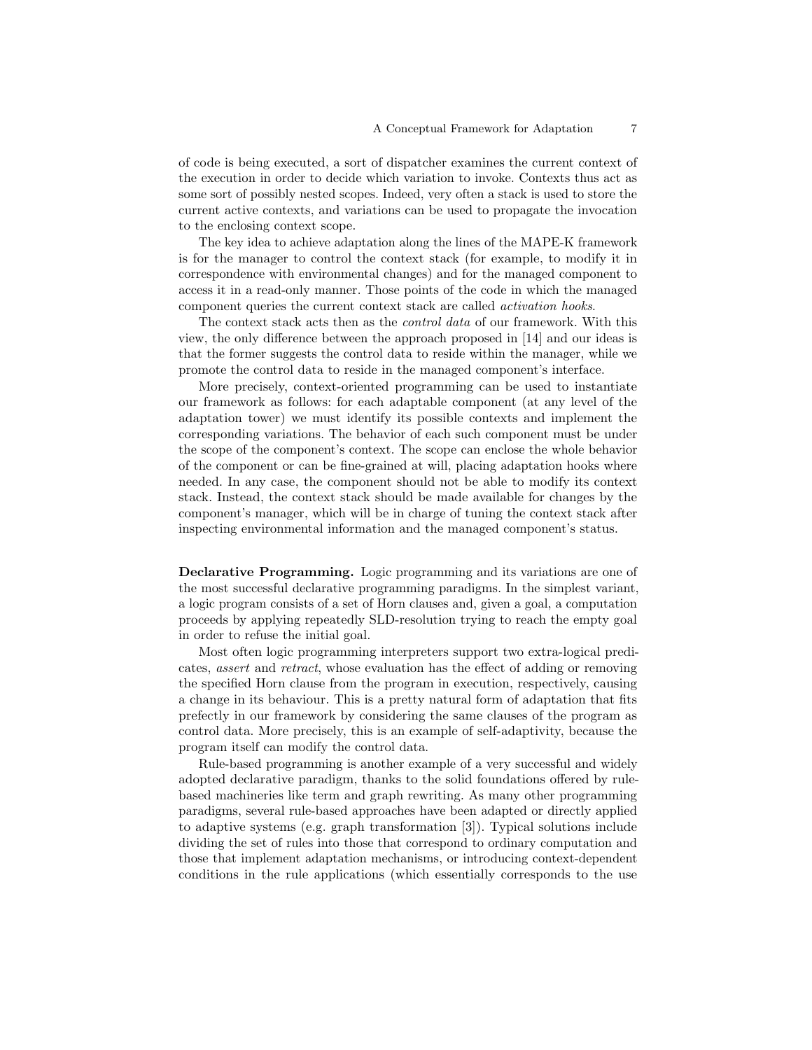of code is being executed, a sort of dispatcher examines the current context of the execution in order to decide which variation to invoke. Contexts thus act as some sort of possibly nested scopes. Indeed, very often a stack is used to store the current active contexts, and variations can be used to propagate the invocation to the enclosing context scope.

The key idea to achieve adaptation along the lines of the MAPE-K framework is for the manager to control the context stack (for example, to modify it in correspondence with environmental changes) and for the managed component to access it in a read-only manner. Those points of the code in which the managed component queries the current context stack are called *activation hooks*.

The context stack acts then as the *control data* of our framework. With this view, the only difference between the approach proposed in [14] and our ideas is that the former suggests the control data to reside within the manager, while we promote the control data to reside in the managed component's interface.

More precisely, context-oriented programming can be used to instantiate our framework as follows: for each adaptable component (at any level of the adaptation tower) we must identify its possible contexts and implement the corresponding variations. The behavior of each such component must be under the scope of the component's context. The scope can enclose the whole behavior of the component or can be fine-grained at will, placing adaptation hooks where needed. In any case, the component should not be able to modify its context stack. Instead, the context stack should be made available for changes by the component's manager, which will be in charge of tuning the context stack after inspecting environmental information and the managed component's status.

**Declarative Programming.** Logic programming and its variations are one of the most successful declarative programming paradigms. In the simplest variant, a logic program consists of a set of Horn clauses and, given a goal, a computation proceeds by applying repeatedly SLD-resolution trying to reach the empty goal in order to refuse the initial goal.

Most often logic programming interpreters support two extra-logical predicates, *assert* and *retract*, whose evaluation has the effect of adding or removing the specified Horn clause from the program in execution, respectively, causing a change in its behaviour. This is a pretty natural form of adaptation that fits prefectly in our framework by considering the same clauses of the program as control data. More precisely, this is an example of self-adaptivity, because the program itself can modify the control data.

Rule-based programming is another example of a very successful and widely adopted declarative paradigm, thanks to the solid foundations offered by rule-based machineries like term and graph rewriting. As many other programming paradigms, several rule-based approaches have been adapted or directly applied to adaptive systems (e.g. graph transformation [3]). Typical solutions include dividing the set of rules into those that correspond to ordinary computation and those that implement adaptation mechanisms, or introducing context-dependent conditions in the rule applications (which essentially corresponds to the use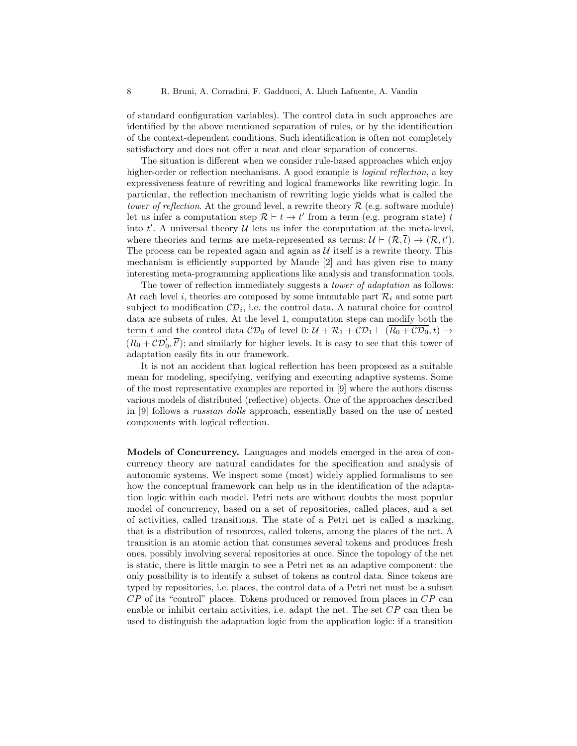of standard configuration variables). The control data in such approaches are identified by the above mentioned separation of rules, or by the identification of the context-dependent conditions. Such identification is often not completely satisfactory and does not offer a neat and clear separation of concerns.

The situation is different when we consider rule-based approaches which enjoy higher-order or reflection mechanisms. A good example is *logical reflection*, a key expressiveness feature of rewriting and logical frameworks like rewriting logic. In particular, the reflection mechanism of rewriting logic yields what is called the *tower of reflection*. At the ground level, a rewrite theory $\mathcal{R}$ (e.g. software module) let us infer a computation step $\mathcal{R} \vdash t \rightarrow t'$ from a term (e.g. program state) $t$ into $t'$. A universal theory $\mathcal{U}$ lets us infer the computation at the meta-level, where theories and terms are meta-represented as terms: $\mathcal{U} \vdash (\overline{\mathcal{R}}, \overline{t}) \rightarrow (\overline{\mathcal{R}}, \overline{t'})$. The process can be repeated again and again as $\mathcal{U}$ itself is a rewrite theory. This mechanism is efficiently supported by Maude [2] and has given rise to many interesting meta-programming applications like analysis and transformation tools.

The tower of reflection immediately suggests a *tower of adaptation* as follows: At each level $i$, theories are composed by some immutable part $\mathcal{R}_i$ and some part subject to modification $\mathcal{CD}_i$, i.e. the control data. A natural choice for control data are subsets of rules. At the level 1, computation steps can modify both the term $t$ and the control data $\mathcal{CD}_0$ of level 0: $\mathcal{U} + \mathcal{R}_1 + \mathcal{CD}_1 \vdash (\overline{R_0 + \mathcal{CD}_0}, \overline{t}) \rightarrow (\overline{R_0 + \mathcal{CD}'_0}, \overline{t'})$; and similarly for higher levels. It is easy to see that this tower of adaptation easily fits in our framework.

It is not an accident that logical reflection has been proposed as a suitable mean for modeling, specifying, verifying and executing adaptive systems. Some of the most representative examples are reported in [9] where the authors discuss various models of distributed (reflective) objects. One of the approaches described in [9] follows a *russian dolls* approach, essentially based on the use of nested components with logical reflection.

**Models of Concurrency.** Languages and models emerged in the area of concurrency theory are natural candidates for the specification and analysis of autonomic systems. We inspect some (most) widely applied formalisms to see how the conceptual framework can help us in the identification of the adaptation logic within each model. Petri nets are without doubts the most popular model of concurrency, based on a set of repositories, called places, and a set of activities, called transitions. The state of a Petri net is called a marking, that is a distribution of resources, called tokens, among the places of the net. A transition is an atomic action that consumes several tokens and produces fresh ones, possibly involving several repositories at once. Since the topology of the net is static, there is little margin to see a Petri net as an adaptive component: the only possibility is to identify a subset of tokens as control data. Since tokens are typed by repositories, i.e. places, the control data of a Petri net must be a subset $CP$ of its "control" places. Tokens produced or removed from places in $CP$ can enable or inhibit certain activities, i.e. adapt the net. The set $CP$ can then be used to distinguish the adaptation logic from the application logic: if a transition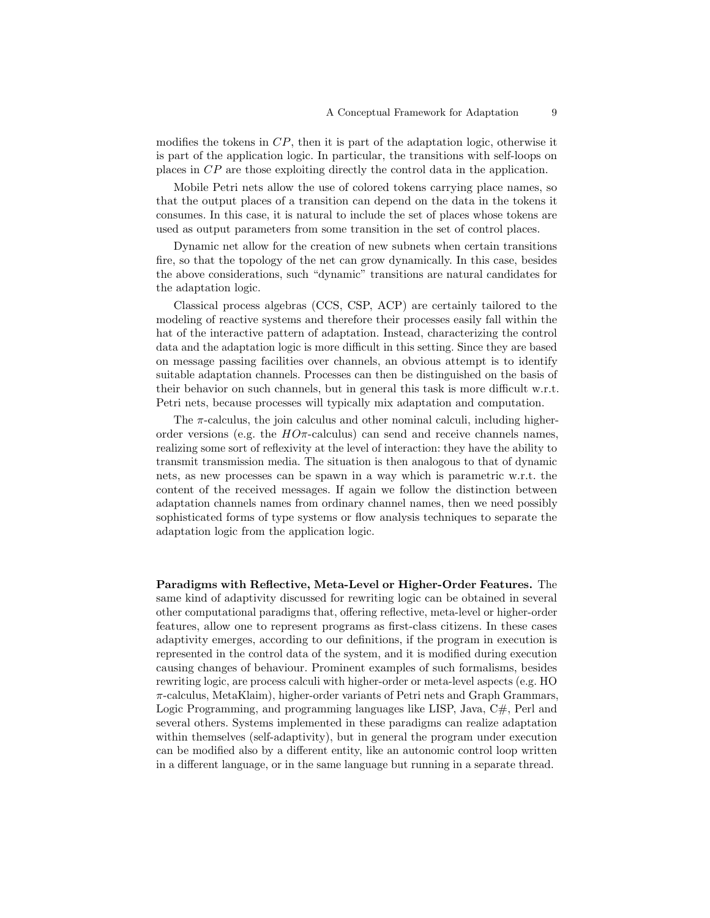modifies the tokens in $CP$, then it is part of the adaptation logic, otherwise it is part of the application logic. In particular, the transitions with self-loops on places in $CP$ are those exploiting directly the control data in the application.

Mobile Petri nets allow the use of colored tokens carrying place names, so that the output places of a transition can depend on the data in the tokens it consumes. In this case, it is natural to include the set of places whose tokens are used as output parameters from some transition in the set of control places.

Dynamic net allow for the creation of new subnets when certain transitions fire, so that the topology of the net can grow dynamically. In this case, besides the above considerations, such "dynamic" transitions are natural candidates for the adaptation logic.

Classical process algebras (CCS, CSP, ACP) are certainly tailored to the modeling of reactive systems and therefore their processes easily fall within the hat of the interactive pattern of adaptation. Instead, characterizing the control data and the adaptation logic is more difficult in this setting. Since they are based on message passing facilities over channels, an obvious attempt is to identify suitable adaptation channels. Processes can then be distinguished on the basis of their behavior on such channels, but in general this task is more difficult w.r.t. Petri nets, because processes will typically mix adaptation and computation.

The $\pi$-calculus, the join calculus and other nominal calculi, including higher-order versions (e.g. the $HO\pi$-calculus) can send and receive channels names, realizing some sort of reflexivity at the level of interaction: they have the ability to transmit transmission media. The situation is then analogous to that of dynamic nets, as new processes can be spawn in a way which is parametric w.r.t. the content of the received messages. If again we follow the distinction between adaptation channels names from ordinary channel names, then we need possibly sophisticated forms of type systems or flow analysis techniques to separate the adaptation logic from the application logic.

**Paradigms with Reflective, Meta-Level or Higher-Order Features.** The same kind of adaptivity discussed for rewriting logic can be obtained in several other computational paradigms that, offering reflective, meta-level or higher-order features, allow one to represent programs as first-class citizens. In these cases adaptivity emerges, according to our definitions, if the program in execution is represented in the control data of the system, and it is modified during execution causing changes of behaviour. Prominent examples of such formalisms, besides rewriting logic, are process calculi with higher-order or meta-level aspects (e.g. HO $\pi$-calculus, MetaKlaim), higher-order variants of Petri nets and Graph Grammars, Logic Programming, and programming languages like LISP, Java, C#, Perl and several others. Systems implemented in these paradigms can realize adaptation within themselves (self-adaptivity), but in general the program under execution can be modified also by a different entity, like an autonomic control loop written in a different language, or in the same language but running in a separate thread.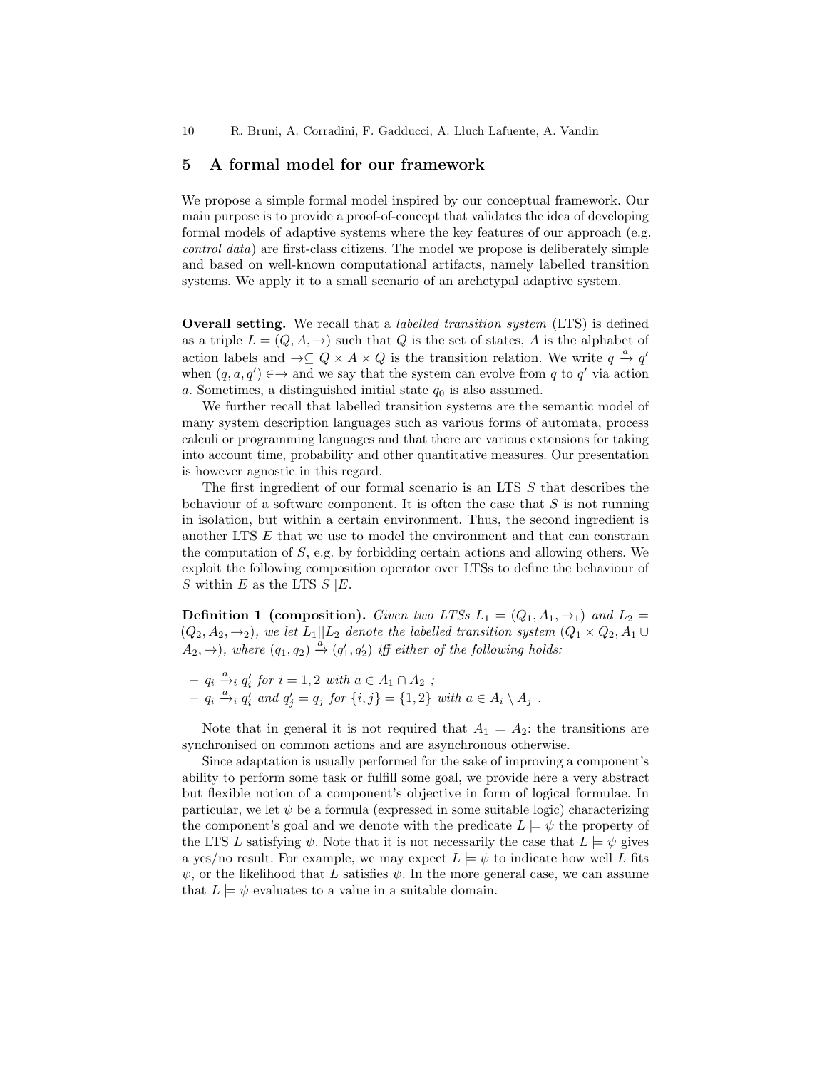## 5 A formal model for our framework

We propose a simple formal model inspired by our conceptual framework. Our main purpose is to provide a proof-of-concept that validates the idea of developing formal models of adaptive systems where the key features of our approach (e.g. *control data*) are first-class citizens. The model we propose is deliberately simple and based on well-known computational artifacts, namely labelled transition systems. We apply it to a small scenario of an archetypal adaptive system.

**Overall setting.** We recall that a *labelled transition system* (LTS) is defined as a triple $L = (Q, A, \rightarrow)$ such that $Q$ is the set of states, $A$ is the alphabet of action labels and $\rightarrow \subseteq Q \times A \times Q$ is the transition relation. We write $q \xrightarrow{a} q'$ when $(q, a, q') \in \rightarrow$ and we say that the system can evolve from $q$ to $q'$ via action $a$. Sometimes, a distinguished initial state $q_0$ is also assumed.

We further recall that labelled transition systems are the semantic model of many system description languages such as various forms of automata, process calculi or programming languages and that there are various extensions for taking into account time, probability and other quantitative measures. Our presentation is however agnostic in this regard.

The first ingredient of our formal scenario is an LTS $S$ that describes the behaviour of a software component. It is often the case that $S$ is not running in isolation, but within a certain environment. Thus, the second ingredient is another LTS $E$ that we use to model the environment and that can constrain the computation of $S$, e.g. by forbidding certain actions and allowing others. We exploit the following composition operator over LTSs to define the behaviour of $S$ within $E$ as the LTS $S||E$.

**Definition 1 (composition).** *Given two LTSs $L_1 = (Q_1, A_1, \rightarrow_1)$ and $L_2 = (Q_2, A_2, \rightarrow_2)$, we let $L_1||L_2$ denote the labelled transition system $(Q_1 \times Q_2, A_1 \cup A_2, \rightarrow)$, where $(q_1, q_2) \xrightarrow{a} (q_1', q_2')$ iff either of the following holds:*

- $q_i \xrightarrow{a}_i q_i'$ *for* $i = 1, 2$ *with* $a \in A_1 \cap A_2$ *;*
- $q_i \xrightarrow{a}_i q_i'$ *and* $q_j' = q_j$ *for* $\{i, j\} = \{1, 2\}$ *with* $a \in A_i \setminus A_j$ *.*

Note that in general it is not required that $A_1 = A_2$: the transitions are synchronised on common actions and are asynchronous otherwise.

Since adaptation is usually performed for the sake of improving a component's ability to perform some task or fulfill some goal, we provide here a very abstract but flexible notion of a component's objective in form of logical formulae. In particular, we let $\psi$ be a formula (expressed in some suitable logic) characterizing the component's goal and we denote with the predicate $L \models \psi$ the property of the LTS $L$ satisfying $\psi$. Note that it is not necessarily the case that $L \models \psi$ gives a yes/no result. For example, we may expect $L \models \psi$ to indicate how well $L$ fits $\psi$, or the likelihood that $L$ satisfies $\psi$. In the more general case, we can assume that $L \models \psi$ evaluates to a value in a suitable domain.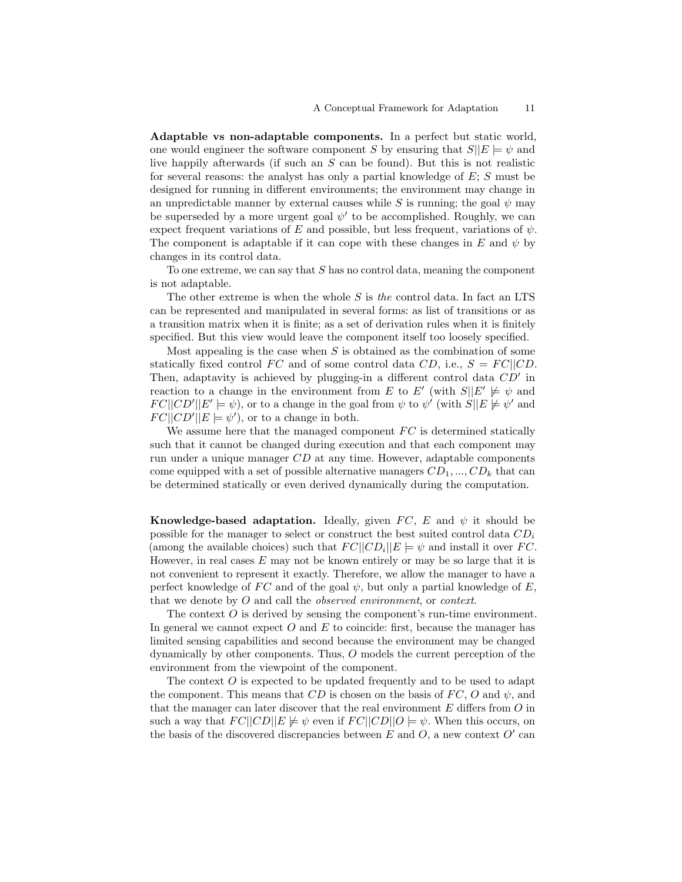**Adaptable vs non-adaptable components.** In a perfect but static world, one would engineer the software component $S$ by ensuring that $S||E \models \psi$ and live happily afterwards (if such an $S$ can be found). But this is not realistic for several reasons: the analyst has only a partial knowledge of $E$; $S$ must be designed for running in different environments; the environment may change in an unpredictable manner by external causes while $S$ is running; the goal $\psi$ may be superseded by a more urgent goal $\psi'$ to be accomplished. Roughly, we can expect frequent variations of $E$ and possible, but less frequent, variations of $\psi$. The component is adaptable if it can cope with these changes in $E$ and $\psi$ by changes in its control data.

To one extreme, we can say that $S$ has no control data, meaning the component is not adaptable.

The other extreme is when the whole $S$ is *the* control data. In fact an LTS can be represented and manipulated in several forms: as list of transitions or as a transition matrix when it is finite; as a set of derivation rules when it is finitely specified. But this view would leave the component itself too loosely specified.

Most appealing is the case when $S$ is obtained as the combination of some statically fixed control $FC$ and of some control data $CD$, i.e., $S = FC||CD$. Then, adaptavity is achieved by plugging-in a different control data $CD'$ in reaction to a change in the environment from $E$ to $E'$ (with $S||E' \not\models \psi$ and $FC||CD'||E' \models \psi$), or to a change in the goal from $\psi$ to $\psi'$ (with $S||E \not\models \psi'$ and $FC||CD'||E \models \psi'$), or to a change in both.

We assume here that the managed component $FC$ is determined statically such that it cannot be changed during execution and that each component may run under a unique manager $CD$ at any time. However, adaptable components come equipped with a set of possible alternative managers $CD_1, ..., CD_k$ that can be determined statically or even derived dynamically during the computation.

**Knowledge-based adaptation.** Ideally, given $FC$, $E$ and $\psi$ it should be possible for the manager to select or construct the best suited control data $CD_i$ (among the available choices) such that $FC||CD_i||E \models \psi$ and install it over $FC$. However, in real cases $E$ may not be known entirely or may be so large that it is not convenient to represent it exactly. Therefore, we allow the manager to have a perfect knowledge of $FC$ and of the goal $\psi$, but only a partial knowledge of $E$, that we denote by $O$ and call the *observed environment*, or *context*.

The context $O$ is derived by sensing the component's run-time environment. In general we cannot expect $O$ and $E$ to coincide: first, because the manager has limited sensing capabilities and second because the environment may be changed dynamically by other components. Thus, $O$ models the current perception of the environment from the viewpoint of the component.

The context $O$ is expected to be updated frequently and to be used to adapt the component. This means that $CD$ is chosen on the basis of $FC$, $O$ and $\psi$, and that the manager can later discover that the real environment $E$ differs from $O$ in such a way that $FC||CD||E \not\models \psi$ even if $FC||CD||O \models \psi$. When this occurs, on the basis of the discovered discrepancies between $E$ and $O$, a new context $O'$ can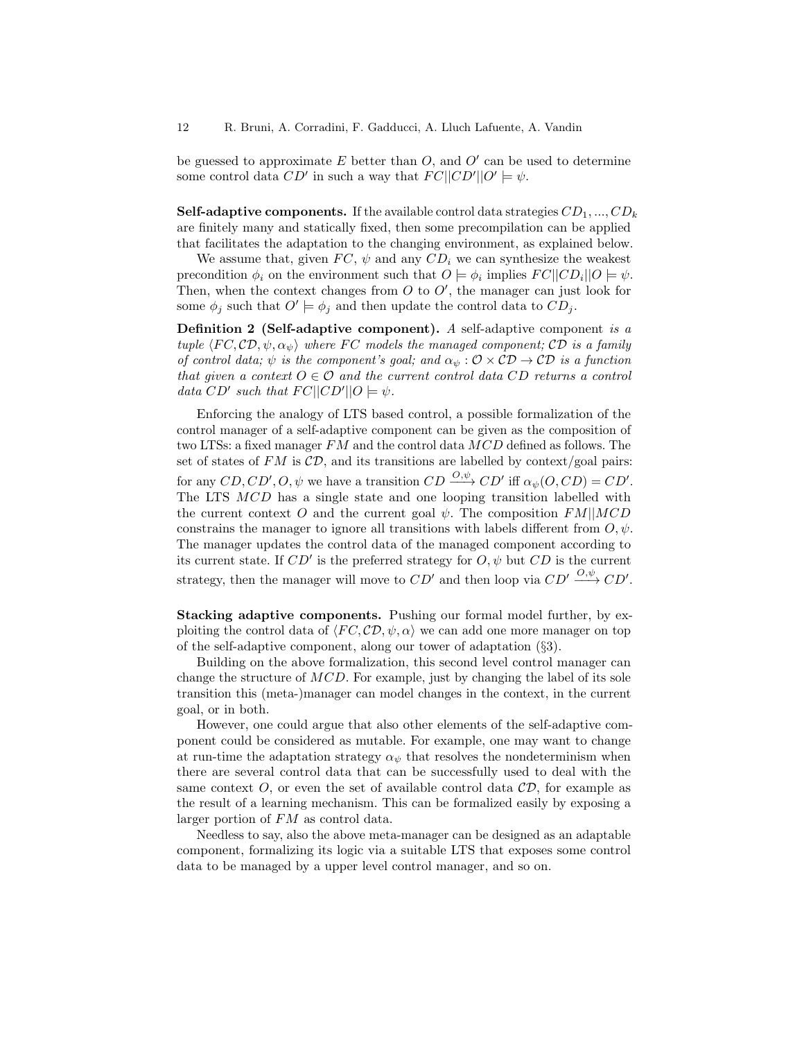be guessed to approximate $E$ better than $O$, and $O'$ can be used to determine some control data $CD'$ in such a way that $FC||CD'||O' \models \psi$.

**Self-adaptive components.** If the available control data strategies $CD_1, ..., CD_k$ are finitely many and statically fixed, then some precompilation can be applied that facilitates the adaptation to the changing environment, as explained below.

We assume that, given $FC$, $\psi$ and any $CD_i$ we can synthesize the weakest precondition $\phi_i$ on the environment such that $O \models \phi_i$ implies $FC||CD_i||O \models \psi$. Then, when the context changes from $O$ to $O'$, the manager can just look for some $\phi_j$ such that $O' \models \phi_j$ and then update the control data to $CD_j$.

**Definition 2 (Self-adaptive component).** *A* self-adaptive component *is a tuple* $\langle FC, \mathcal{CD}, \psi, \alpha_\psi \rangle$ *where* $FC$ *models the managed component;* $\mathcal{CD}$ *is a family of control data;* $\psi$ *is the component's goal; and* $\alpha_\psi : \mathcal{O} \times \mathcal{CD} \to \mathcal{CD}$ *is a function that given a context* $O \in \mathcal{O}$ *and the current control data* $CD$ *returns a control data* $CD'$ *such that* $FC||CD'||O \models \psi$.

Enforcing the analogy of LTS based control, a possible formalization of the control manager of a self-adaptive component can be given as the composition of two LTSs: a fixed manager $FM$ and the control data $MCD$ defined as follows. The set of states of $FM$ is $\mathcal{CD}$, and its transitions are labelled by context/goal pairs: for any $CD, CD', O, \psi$ we have a transition $CD \xrightarrow{O,\psi} CD'$ iff $\alpha_\psi(O, CD) = CD'$. The LTS $MCD$ has a single state and one looping transition labelled with the current context $O$ and the current goal $\psi$. The composition $FM||MCD$ constrains the manager to ignore all transitions with labels different from $O, \psi$. The manager updates the control data of the managed component according to its current state. If $CD'$ is the preferred strategy for $O, \psi$ but $CD$ is the current strategy, then the manager will move to $CD'$ and then loop via $CD' \xrightarrow{O,\psi} CD'$.

**Stacking adaptive components.** Pushing our formal model further, by exploiting the control data of $\langle FC, \mathcal{CD}, \psi, \alpha \rangle$ we can add one more manager on top of the self-adaptive component, along our tower of adaptation (§3).

Building on the above formalization, this second level control manager can change the structure of $MCD$. For example, just by changing the label of its sole transition this (meta-)manager can model changes in the context, in the current goal, or in both.

However, one could argue that also other elements of the self-adaptive component could be considered as mutable. For example, one may want to change at run-time the adaptation strategy $\alpha_\psi$ that resolves the nondeterminism when there are several control data that can be successfully used to deal with the same context $O$, or even the set of available control data $\mathcal{CD}$, for example as the result of a learning mechanism. This can be formalized easily by exposing a larger portion of $FM$ as control data.

Needless to say, also the above meta-manager can be designed as an adaptable component, formalizing its logic via a suitable LTS that exposes some control data to be managed by a upper level control manager, and so on.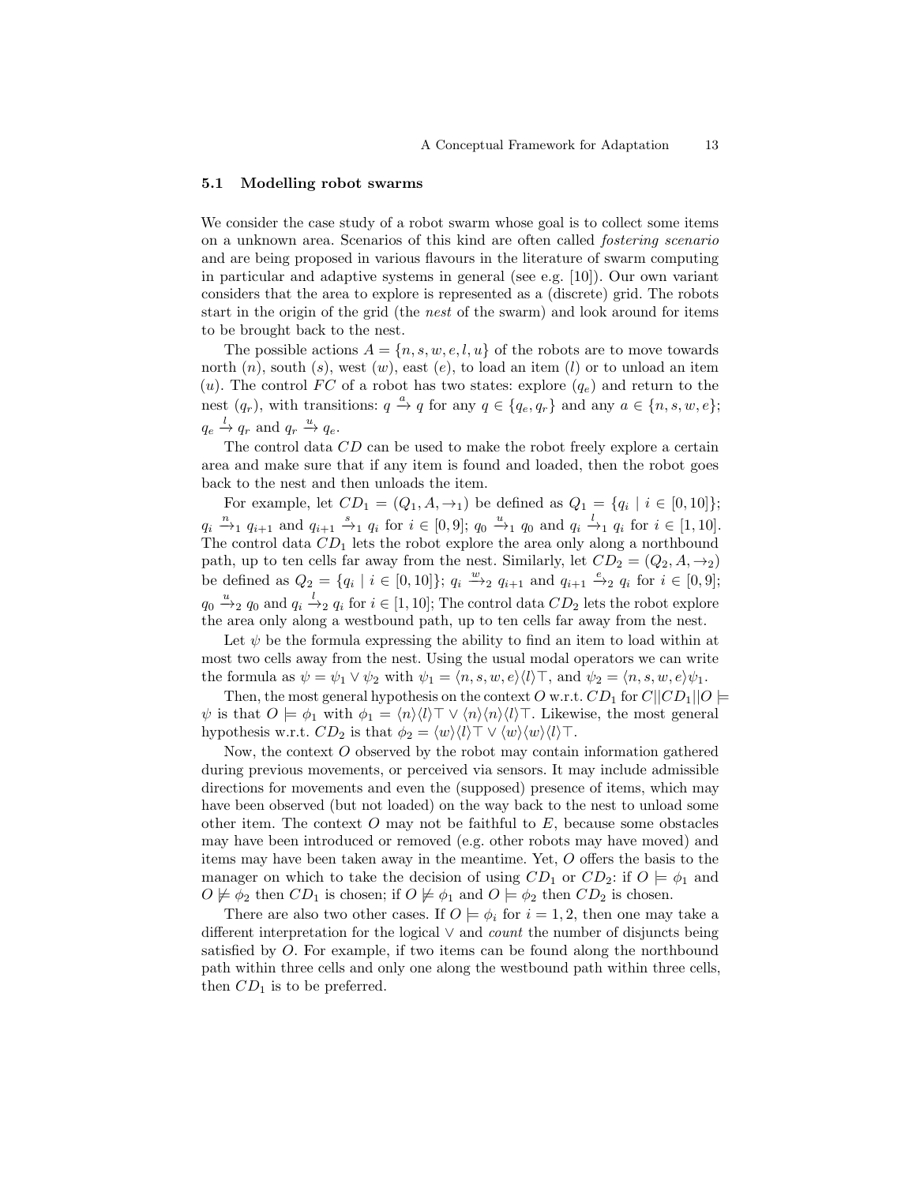### 5.1 Modelling robot swarms

We consider the case study of a robot swarm whose goal is to collect some items on a unknown area. Scenarios of this kind are often called *fostering scenario* and are being proposed in various flavours in the literature of swarm computing in particular and adaptive systems in general (see e.g. [10]). Our own variant considers that the area to explore is represented as a (discrete) grid. The robots start in the origin of the grid (the *nest* of the swarm) and look around for items to be brought back to the nest.

The possible actions $A = \{n, s, w, e, l, u\}$ of the robots are to move towards north ($n$), south ($s$), west ($w$), east ($e$), to load an item ($l$) or to unload an item ($u$). The control $FC$ of a robot has two states: explore ($q_e$) and return to the nest ($q_r$), with transitions: $q \xrightarrow{a} q$ for any $q \in \{q_e, q_r\}$ and any $a \in \{n, s, w, e\}$; $q_e \xrightarrow{l} q_r$ and $q_r \xrightarrow{u} q_e$.

The control data $CD$ can be used to make the robot freely explore a certain area and make sure that if any item is found and loaded, then the robot goes back to the nest and then unloads the item.

For example, let $CD_1 = (Q_1, A, \rightarrow_1)$ be defined as $Q_1 = \{q_i \mid i \in [0, 10]\}$; $q_i \xrightarrow{n}_1 q_{i+1}$ and $q_{i+1} \xrightarrow{s}_1 q_i$ for $i \in [0, 9]$; $q_0 \xrightarrow{u}_1 q_0$ and $q_i \xrightarrow{l}_1 q_i$ for $i \in [1, 10]$. The control data $CD_1$ lets the robot explore the area only along a northbound path, up to ten cells far away from the nest. Similarly, let $CD_2 = (Q_2, A, \rightarrow_2)$ be defined as $Q_2 = \{q_i \mid i \in [0, 10]\}$; $q_i \xrightarrow{w}_2 q_{i+1}$ and $q_{i+1} \xrightarrow{e}_2 q_i$ for $i \in [0, 9]$; $q_0 \xrightarrow{u}_2 q_0$ and $q_i \xrightarrow{l}_2 q_i$ for $i \in [1, 10]$; The control data $CD_2$ lets the robot explore the area only along a westbound path, up to ten cells far away from the nest.

Let $\psi$ be the formula expressing the ability to find an item to load within at most two cells away from the nest. Using the usual modal operators we can write the formula as $\psi = \psi_1 \vee \psi_2$ with $\psi_1 = \langle n, s, w, e\rangle\langle l\rangle\top$, and $\psi_2 = \langle n, s, w, e\rangle\psi_1$.

Then, the most general hypothesis on the context $O$ w.r.t. $CD_1$ for $C||CD_1||O \models \psi$ is that $O \models \phi_1$ with $\phi_1 = \langle n\rangle\langle l\rangle\top \vee \langle n\rangle\langle n\rangle\langle l\rangle\top$. Likewise, the most general hypothesis w.r.t. $CD_2$ is that $\phi_2 = \langle w\rangle\langle l\rangle\top \vee \langle w\rangle\langle w\rangle\langle l\rangle\top$.

Now, the context $O$ observed by the robot may contain information gathered during previous movements, or perceived via sensors. It may include admissible directions for movements and even the (supposed) presence of items, which may have been observed (but not loaded) on the way back to the nest to unload some other item. The context $O$ may not be faithful to $E$, because some obstacles may have been introduced or removed (e.g. other robots may have moved) and items may have been taken away in the meantime. Yet, $O$ offers the basis to the manager on which to take the decision of using $CD_1$ or $CD_2$: if $O \models \phi_1$ and $O \not\models \phi_2$ then $CD_1$ is chosen; if $O \not\models \phi_1$ and $O \models \phi_2$ then $CD_2$ is chosen.

There are also two other cases. If $O \models \phi_i$ for $i = 1, 2$, then one may take a different interpretation for the logical $\vee$ and *count* the number of disjuncts being satisfied by $O$. For example, if two items can be found along the northbound path within three cells and only one along the westbound path within three cells, then $CD_1$ is to be preferred.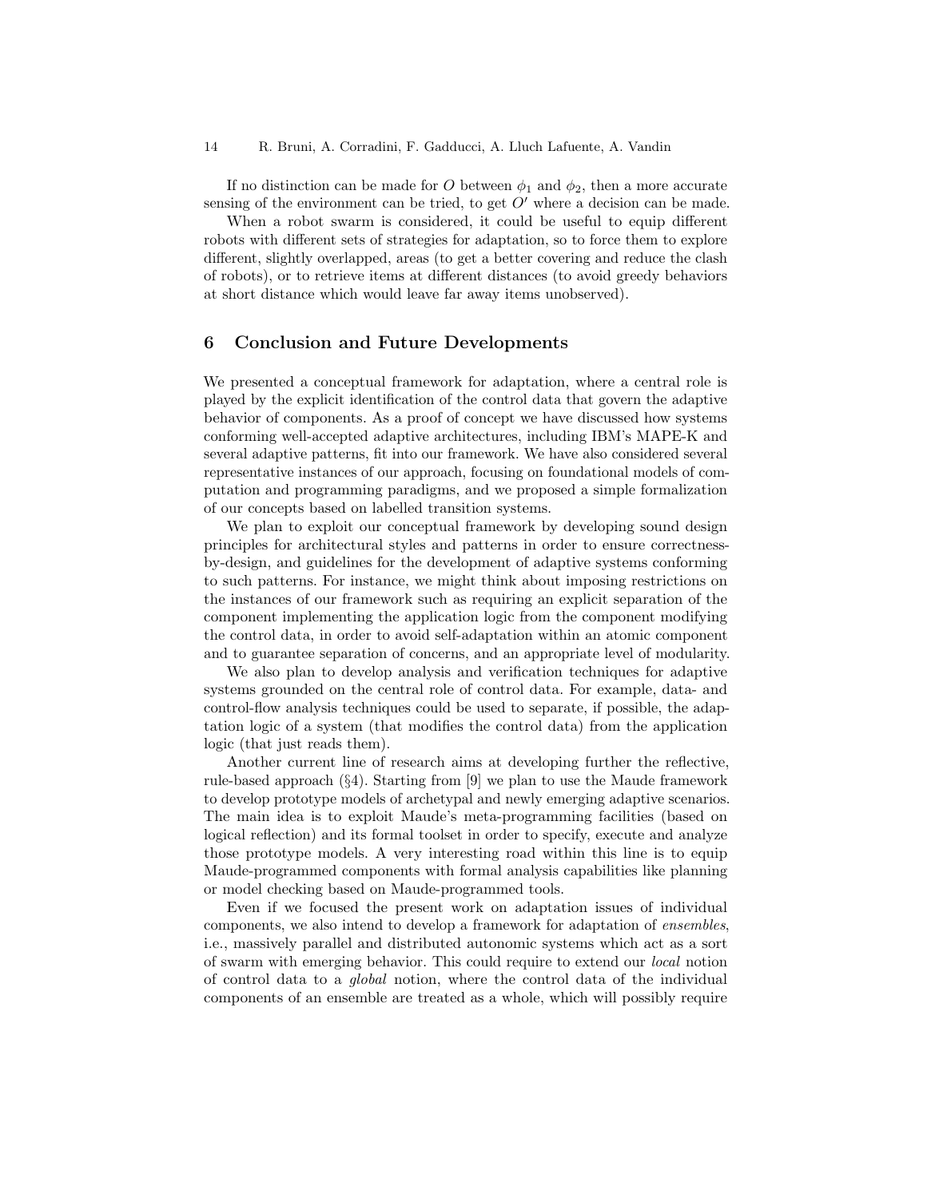If no distinction can be made for $O$ between $\phi_1$ and $\phi_2$, then a more accurate sensing of the environment can be tried, to get $O'$ where a decision can be made.

When a robot swarm is considered, it could be useful to equip different robots with different sets of strategies for adaptation, so to force them to explore different, slightly overlapped, areas (to get a better covering and reduce the clash of robots), or to retrieve items at different distances (to avoid greedy behaviors at short distance which would leave far away items unobserved).

## 6 Conclusion and Future Developments

We presented a conceptual framework for adaptation, where a central role is played by the explicit identification of the control data that govern the adaptive behavior of components. As a proof of concept we have discussed how systems conforming well-accepted adaptive architectures, including IBM's MAPE-K and several adaptive patterns, fit into our framework. We have also considered several representative instances of our approach, focusing on foundational models of computation and programming paradigms, and we proposed a simple formalization of our concepts based on labelled transition systems.

We plan to exploit our conceptual framework by developing sound design principles for architectural styles and patterns in order to ensure correctness-by-design, and guidelines for the development of adaptive systems conforming to such patterns. For instance, we might think about imposing restrictions on the instances of our framework such as requiring an explicit separation of the component implementing the application logic from the component modifying the control data, in order to avoid self-adaptation within an atomic component and to guarantee separation of concerns, and an appropriate level of modularity.

We also plan to develop analysis and verification techniques for adaptive systems grounded on the central role of control data. For example, data- and control-flow analysis techniques could be used to separate, if possible, the adaptation logic of a system (that modifies the control data) from the application logic (that just reads them).

Another current line of research aims at developing further the reflective, rule-based approach (§4). Starting from [9] we plan to use the Maude framework to develop prototype models of archetypal and newly emerging adaptive scenarios. The main idea is to exploit Maude's meta-programming facilities (based on logical reflection) and its formal toolset in order to specify, execute and analyze those prototype models. A very interesting road within this line is to equip Maude-programmed components with formal analysis capabilities like planning or model checking based on Maude-programmed tools.

Even if we focused the present work on adaptation issues of individual components, we also intend to develop a framework for adaptation of *ensembles*, i.e., massively parallel and distributed autonomic systems which act as a sort of swarm with emerging behavior. This could require to extend our *local* notion of control data to a *global* notion, where the control data of the individual components of an ensemble are treated as a whole, which will possibly require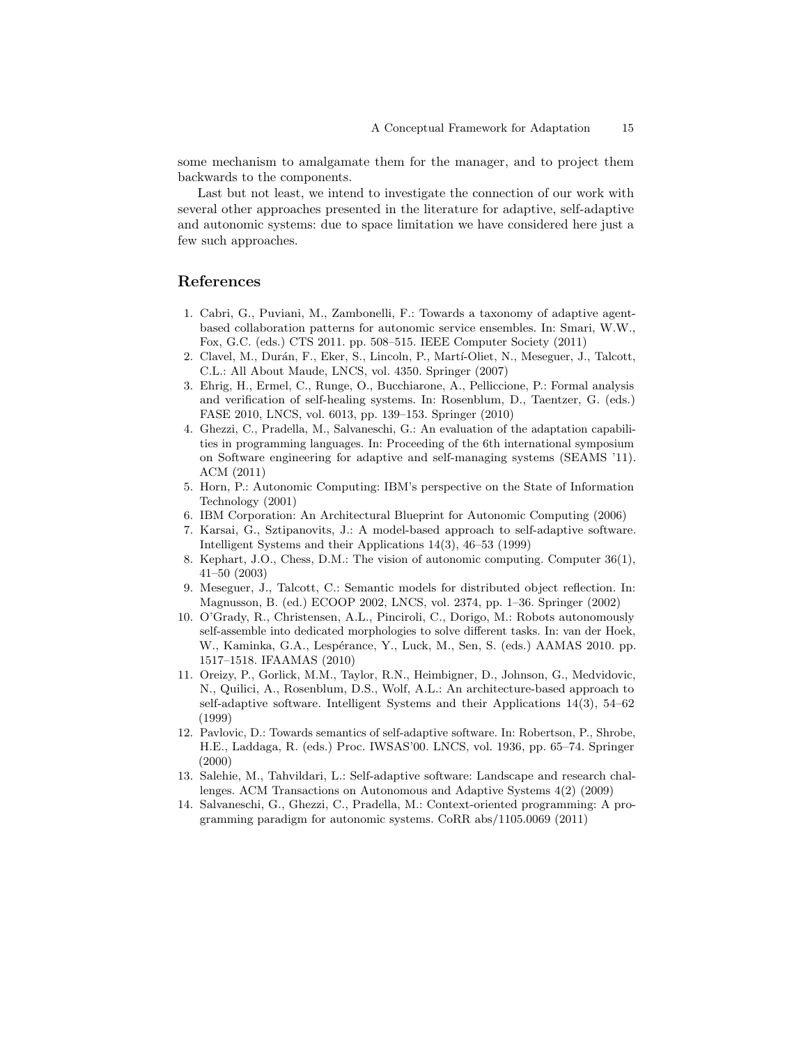some mechanism to amalgamate them for the manager, and to project them backwards to the components.

Last but not least, we intend to investigate the connection of our work with several other approaches presented in the literature for adaptive, self-adaptive and autonomic systems: due to space limitation we have considered here just a few such approaches.

## References

1. Cabri, G., Puviani, M., Zambonelli, F.: Towards a taxonomy of adaptive agent-based collaboration patterns for autonomic service ensembles. In: Smari, W.W., Fox, G.C. (eds.) CTS 2011. pp. 508–515. IEEE Computer Society (2011)
2. Clavel, M., Durán, F., Eker, S., Lincoln, P., Martí-Oliet, N., Meseguer, J., Talcott, C.L.: All About Maude, LNCS, vol. 4350. Springer (2007)
3. Ehrig, H., Ermel, C., Runge, O., Bucchiarone, A., Pelliccione, P.: Formal analysis and verification of self-healing systems. In: Rosenblum, D., Taentzer, G. (eds.) FASE 2010, LNCS, vol. 6013, pp. 139–153. Springer (2010)
4. Ghezzi, C., Pradella, M., Salvaneschi, G.: An evaluation of the adaptation capabilities in programming languages. In: Proceeding of the 6th international symposium on Software engineering for adaptive and self-managing systems (SEAMS '11). ACM (2011)
5. Horn, P.: Autonomic Computing: IBM's perspective on the State of Information Technology (2001)
6. IBM Corporation: An Architectural Blueprint for Autonomic Computing (2006)
7. Karsai, G., Sztipanovits, J.: A model-based approach to self-adaptive software. Intelligent Systems and their Applications 14(3), 46–53 (1999)
8. Kephart, J.O., Chess, D.M.: The vision of autonomic computing. Computer 36(1), 41–50 (2003)
9. Meseguer, J., Talcott, C.: Semantic models for distributed object reflection. In: Magnusson, B. (ed.) ECOOP 2002, LNCS, vol. 2374, pp. 1–36. Springer (2002)
10. O'Grady, R., Christensen, A.L., Pinciroli, C., Dorigo, M.: Robots autonomously self-assemble into dedicated morphologies to solve different tasks. In: van der Hoek, W., Kaminka, G.A., Lespérance, Y., Luck, M., Sen, S. (eds.) AAMAS 2010. pp. 1517–1518. IFAAMAS (2010)
11. Oreizy, P., Gorlick, M.M., Taylor, R.N., Heimbigner, D., Johnson, G., Medvidovic, N., Quilici, A., Rosenblum, D.S., Wolf, A.L.: An architecture-based approach to self-adaptive software. Intelligent Systems and their Applications 14(3), 54–62 (1999)
12. Pavlovic, D.: Towards semantics of self-adaptive software. In: Robertson, P., Shrobe, H.E., Laddaga, R. (eds.) Proc. IWSAS'00. LNCS, vol. 1936, pp. 65–74. Springer (2000)
13. Salehie, M., Tahvildari, L.: Self-adaptive software: Landscape and research challenges. ACM Transactions on Autonomous and Adaptive Systems 4(2) (2009)
14. Salvaneschi, G., Ghezzi, C., Pradella, M.: Context-oriented programming: A programming paradigm for autonomic systems. CoRR abs/1105.0069 (2011)